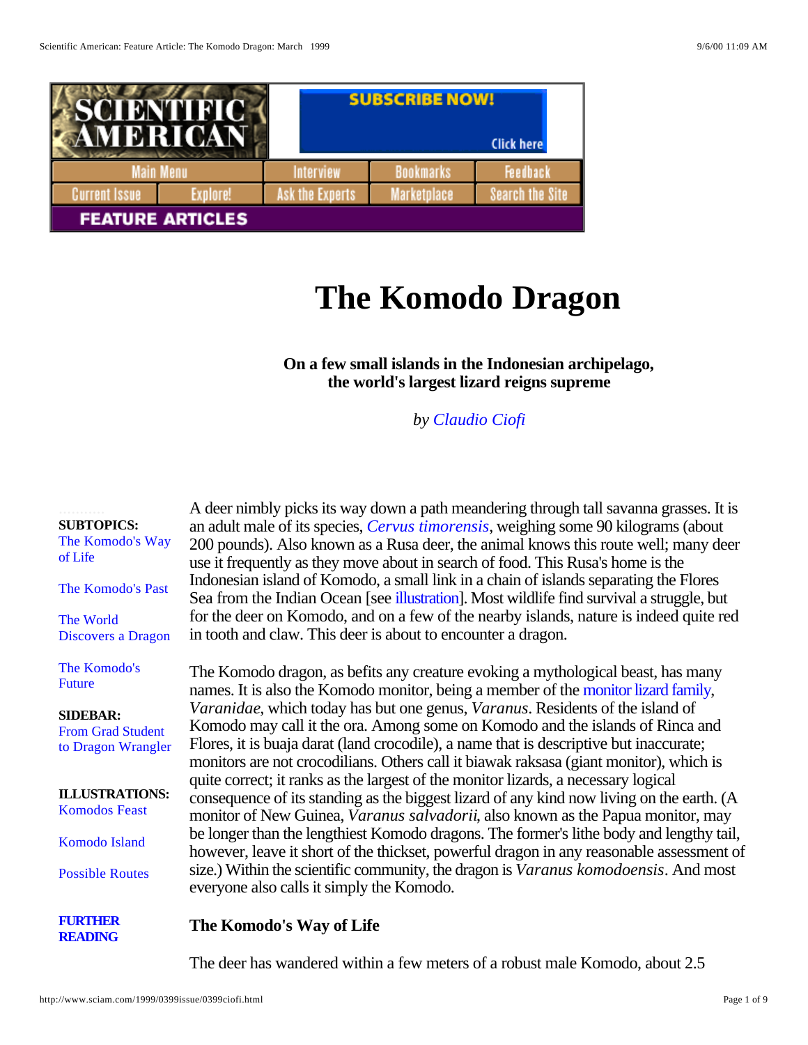# The Komodo Dragon

**On a few small islands in the Indonesian archipelago, the world's largest lizard reigns supreme**

*by Claudio Ciofi*

**SUBTOPICS:**
The Komodo's Way of Life

The Komodo's Past

The World Discovers a Dragon

The Komodo's Future

**SIDEBAR:**
From Grad Student to Dragon Wrangler

**ILLUSTRATIONS:**
Komodos Feast

Komodo Island

Possible Routes

**FURTHER READING**

A deer nimbly picks its way down a path meandering through tall savanna grasses. It is an adult male of its species, *Cervus timorensis*, weighing some 90 kilograms (about 200 pounds). Also known as a Rusa deer, the animal knows this route well; many deer use it frequently as they move about in search of food. This Rusa's home is the Indonesian island of Komodo, a small link in a chain of islands separating the Flores Sea from the Indian Ocean [see illustration]. Most wildlife find survival a struggle, but for the deer on Komodo, and on a few of the nearby islands, nature is indeed quite red in tooth and claw. This deer is about to encounter a dragon.

The Komodo dragon, as befits any creature evoking a mythological beast, has many names. It is also the Komodo monitor, being a member of the monitor lizard family, *Varanidae*, which today has but one genus, *Varanus*. Residents of the island of Komodo may call it the ora. Among some on Komodo and the islands of Rinca and Flores, it is buaja darat (land crocodile), a name that is descriptive but inaccurate; monitors are not crocodilians. Others call it biawak raksasa (giant monitor), which is quite correct; it ranks as the largest of the monitor lizards, a necessary logical consequence of its standing as the biggest lizard of any kind now living on the earth. (A monitor of New Guinea, *Varanus salvadorii*, also known as the Papua monitor, may be longer than the lengthiest Komodo dragons. The former's lithe body and lengthy tail, however, leave it short of the thickset, powerful dragon in any reasonable assessment of size.) Within the scientific community, the dragon is *Varanus komodoensis*. And most everyone also calls it simply the Komodo.

### The Komodo's Way of Life

The deer has wandered within a few meters of a robust male Komodo, about 2.5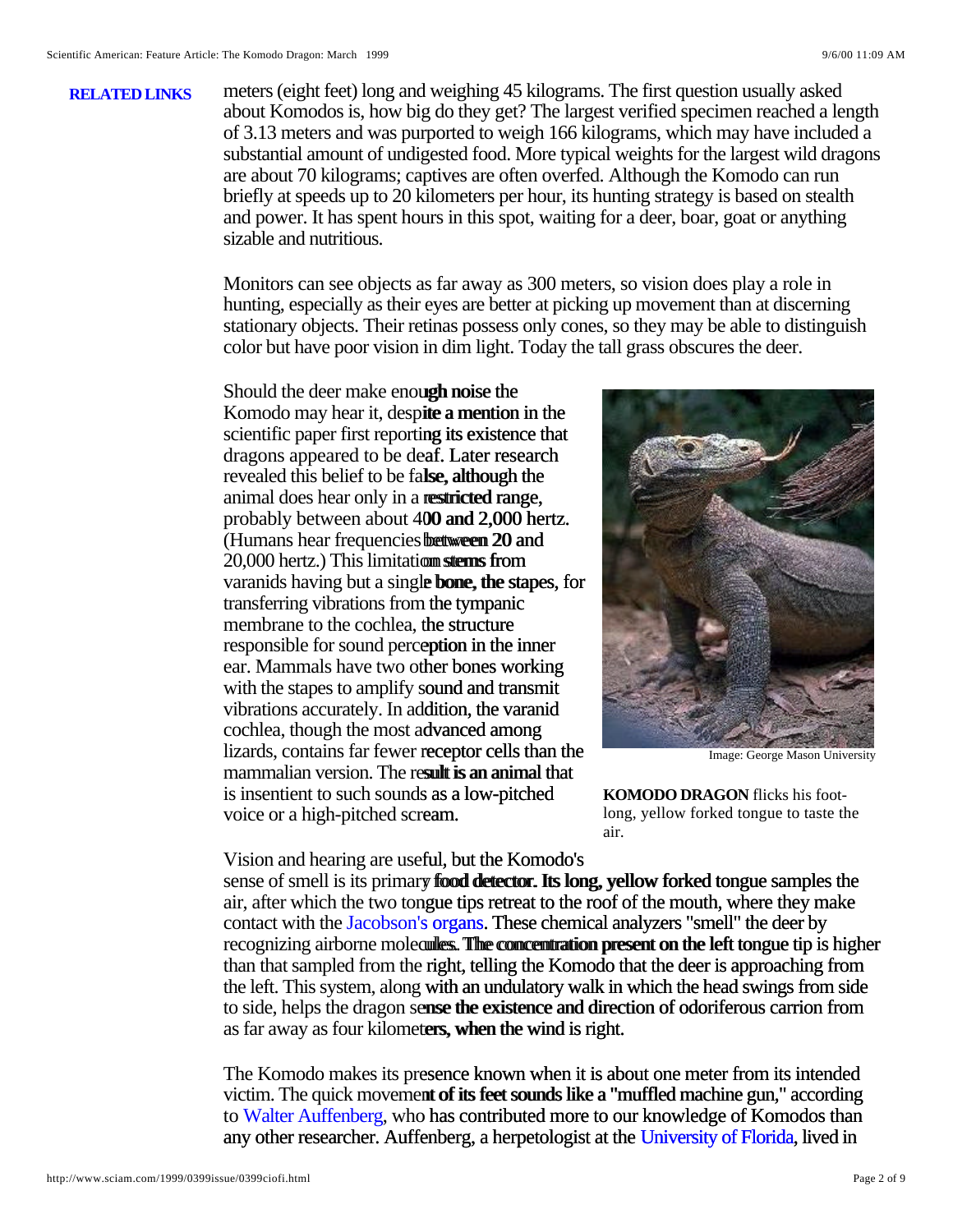RELATED LINKS

meters (eight feet) long and weighing 45 kilograms. The first question usually asked about Komodos is, how big do they get? The largest verified specimen reached a length of 3.13 meters and was purported to weigh 166 kilograms, which may have included a substantial amount of undigested food. More typical weights for the largest wild dragons are about 70 kilograms; captives are often overfed. Although the Komodo can run briefly at speeds up to 20 kilometers per hour, its hunting strategy is based on stealth and power. It has spent hours in this spot, waiting for a deer, boar, goat or anything sizable and nutritious.

Monitors can see objects as far away as 300 meters, so vision does play a role in hunting, especially as their eyes are better at picking up movement than at discerning stationary objects. Their retinas possess only cones, so they may be able to distinguish color but have poor vision in dim light. Today the tall grass obscures the deer.

Should the deer make enough noise the Komodo may hear it, despite a mention in the scientific paper first reporting its existence that dragons appeared to be deaf. Later research revealed this belief to be false, although the animal does hear only in a restricted range, probably between about 400 and 2,000 hertz. (Humans hear frequencies between 20 and 20,000 hertz.) This limitation stems from varanids having but a single bone, the stapes, for transferring vibrations from the tympanic membrane to the cochlea, the structure responsible for sound perception in the inner ear. Mammals have two other bones working with the stapes to amplify sound and transmit vibrations accurately. In addition, the varanid cochlea, though the most advanced among lizards, contains far fewer receptor cells than the mammalian version. The result is an animal that is insentient to such sounds as a low-pitched voice or a high-pitched scream.

Image: George Mason University

**KOMODO DRAGON** flicks his foot-long, yellow forked tongue to taste the air.

Vision and hearing are useful, but the Komodo's sense of smell is its primary food detector. Its long, yellow forked tongue samples the air, after which the two tongue tips retreat to the roof of the mouth, where they make contact with the Jacobson's organs. These chemical analyzers "smell" the deer by recognizing airborne molecules. The concentration present on the left tongue tip is higher than that sampled from the right, telling the Komodo that the deer is approaching from the left. This system, along with an undulatory walk in which the head swings from side to side, helps the dragon sense the existence and direction of odoriferous carrion from as far away as four kilometers, when the wind is right.

The Komodo makes its presence known when it is about one meter from its intended victim. The quick movement of its feet sounds like a "muffled machine gun," according to Walter Auffenberg, who has contributed more to our knowledge of Komodos than any other researcher. Auffenberg, a herpetologist at the University of Florida, lived in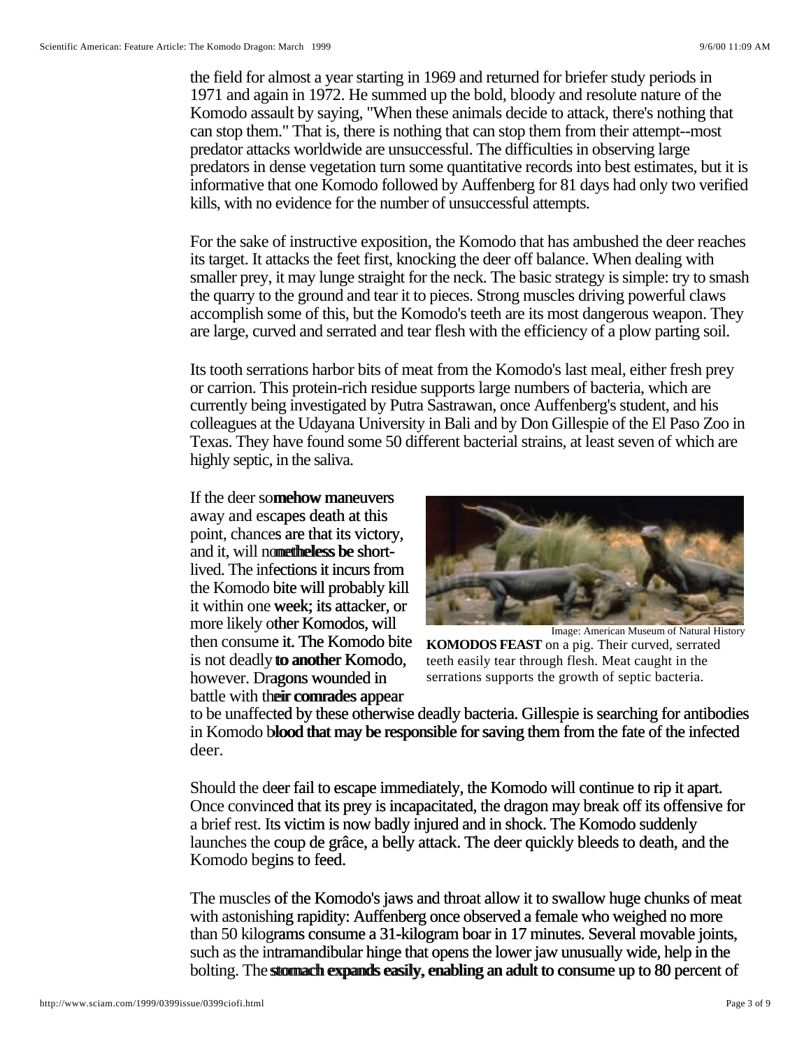the field for almost a year starting in 1969 and returned for briefer study periods in 1971 and again in 1972. He summed up the bold, bloody and resolute nature of the Komodo assault by saying, "When these animals decide to attack, there's nothing that can stop them." That is, there is nothing that can stop them from their attempt--most predator attacks worldwide are unsuccessful. The difficulties in observing large predators in dense vegetation turn some quantitative records into best estimates, but it is informative that one Komodo followed by Auffenberg for 81 days had only two verified kills, with no evidence for the number of unsuccessful attempts.

For the sake of instructive exposition, the Komodo that has ambushed the deer reaches its target. It attacks the feet first, knocking the deer off balance. When dealing with smaller prey, it may lunge straight for the neck. The basic strategy is simple: try to smash the quarry to the ground and tear it to pieces. Strong muscles driving powerful claws accomplish some of this, but the Komodo's teeth are its most dangerous weapon. They are large, curved and serrated and tear flesh with the efficiency of a plow parting soil.

Its tooth serrations harbor bits of meat from the Komodo's last meal, either fresh prey or carrion. This protein-rich residue supports large numbers of bacteria, which are currently being investigated by Putra Sastrawan, once Auffenberg's student, and his colleagues at the Udayana University in Bali and by Don Gillespie of the El Paso Zoo in Texas. They have found some 50 different bacterial strains, at least seven of which are highly septic, in the saliva.

If the deer somehow maneuvers away and escapes death at this point, chances are that its victory, and it, will nonetheless be short-lived. The infections it incurs from the Komodo bite will probably kill it within one week; its attacker, or more likely other Komodos, will then consume it. The Komodo bite is not deadly to another Komodo, however. Dragons wounded in battle with their comrades appear to be unaffected by these otherwise deadly bacteria. Gillespie is searching for antibodies in Komodo blood that may be responsible for saving them from the fate of the infected deer.

Image: American Museum of Natural History

**KOMODOS FEAST** on a pig. Their curved, serrated teeth easily tear through flesh. Meat caught in the serrations supports the growth of septic bacteria.

Should the deer fail to escape immediately, the Komodo will continue to rip it apart. Once convinced that its prey is incapacitated, the dragon may break off its offensive for a brief rest. Its victim is now badly injured and in shock. The Komodo suddenly launches the coup de grâce, a belly attack. The deer quickly bleeds to death, and the Komodo begins to feed.

The muscles of the Komodo's jaws and throat allow it to swallow huge chunks of meat with astonishing rapidity: Auffenberg once observed a female who weighed no more than 50 kilograms consume a 31-kilogram boar in 17 minutes. Several movable joints, such as the intramandibular hinge that opens the lower jaw unusually wide, help in the bolting. The stomach expands easily, enabling an adult to consume up to 80 percent of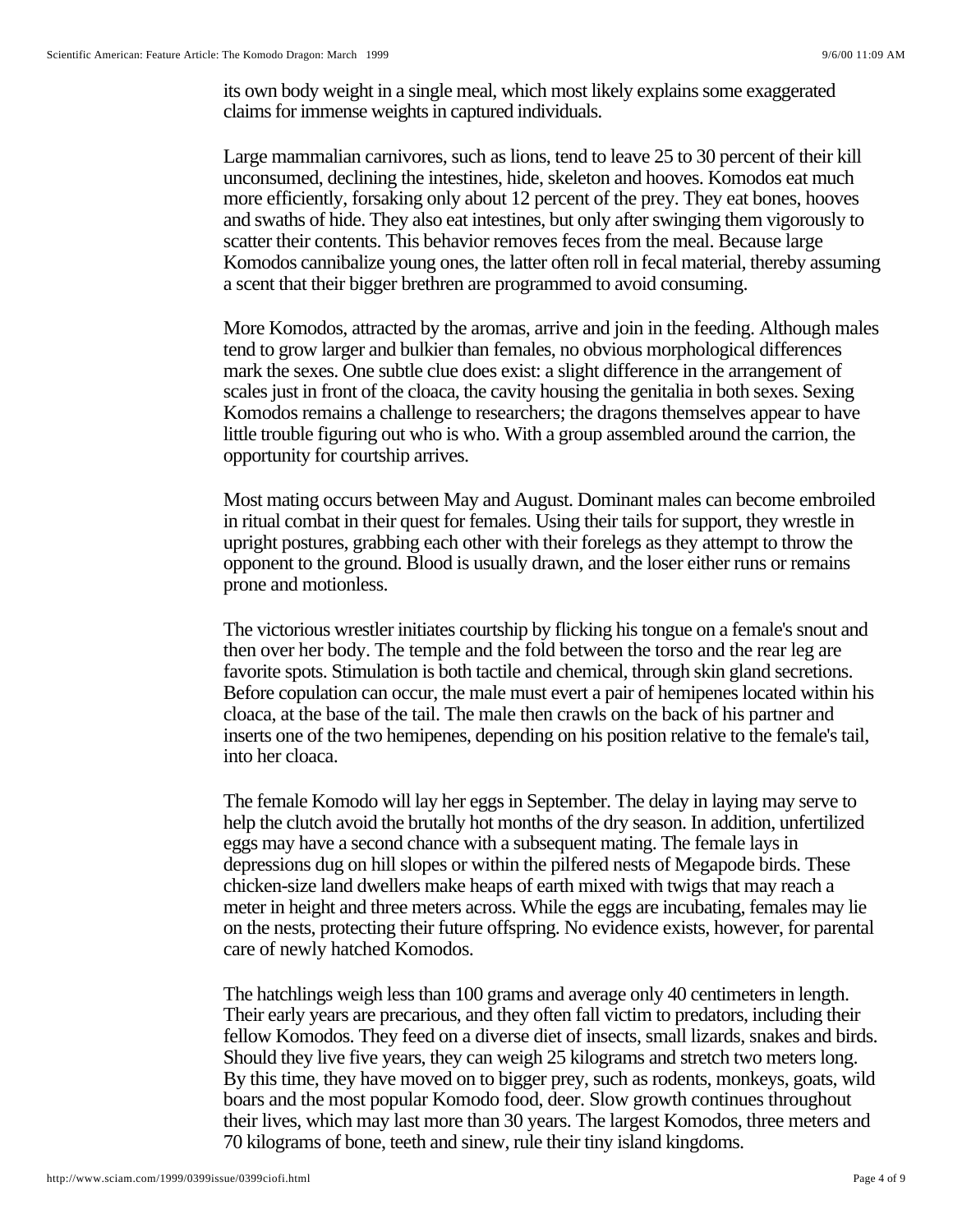its own body weight in a single meal, which most likely explains some exaggerated claims for immense weights in captured individuals.

Large mammalian carnivores, such as lions, tend to leave 25 to 30 percent of their kill unconsumed, declining the intestines, hide, skeleton and hooves. Komodos eat much more efficiently, forsaking only about 12 percent of the prey. They eat bones, hooves and swaths of hide. They also eat intestines, but only after swinging them vigorously to scatter their contents. This behavior removes feces from the meal. Because large Komodos cannibalize young ones, the latter often roll in fecal material, thereby assuming a scent that their bigger brethren are programmed to avoid consuming.

More Komodos, attracted by the aromas, arrive and join in the feeding. Although males tend to grow larger and bulkier than females, no obvious morphological differences mark the sexes. One subtle clue does exist: a slight difference in the arrangement of scales just in front of the cloaca, the cavity housing the genitalia in both sexes. Sexing Komodos remains a challenge to researchers; the dragons themselves appear to have little trouble figuring out who is who. With a group assembled around the carrion, the opportunity for courtship arrives.

Most mating occurs between May and August. Dominant males can become embroiled in ritual combat in their quest for females. Using their tails for support, they wrestle in upright postures, grabbing each other with their forelegs as they attempt to throw the opponent to the ground. Blood is usually drawn, and the loser either runs or remains prone and motionless.

The victorious wrestler initiates courtship by flicking his tongue on a female's snout and then over her body. The temple and the fold between the torso and the rear leg are favorite spots. Stimulation is both tactile and chemical, through skin gland secretions. Before copulation can occur, the male must evert a pair of hemipenes located within his cloaca, at the base of the tail. The male then crawls on the back of his partner and inserts one of the two hemipenes, depending on his position relative to the female's tail, into her cloaca.

The female Komodo will lay her eggs in September. The delay in laying may serve to help the clutch avoid the brutally hot months of the dry season. In addition, unfertilized eggs may have a second chance with a subsequent mating. The female lays in depressions dug on hill slopes or within the pilfered nests of Megapode birds. These chicken-size land dwellers make heaps of earth mixed with twigs that may reach a meter in height and three meters across. While the eggs are incubating, females may lie on the nests, protecting their future offspring. No evidence exists, however, for parental care of newly hatched Komodos.

The hatchlings weigh less than 100 grams and average only 40 centimeters in length. Their early years are precarious, and they often fall victim to predators, including their fellow Komodos. They feed on a diverse diet of insects, small lizards, snakes and birds. Should they live five years, they can weigh 25 kilograms and stretch two meters long. By this time, they have moved on to bigger prey, such as rodents, monkeys, goats, wild boars and the most popular Komodo food, deer. Slow growth continues throughout their lives, which may last more than 30 years. The largest Komodos, three meters and 70 kilograms of bone, teeth and sinew, rule their tiny island kingdoms.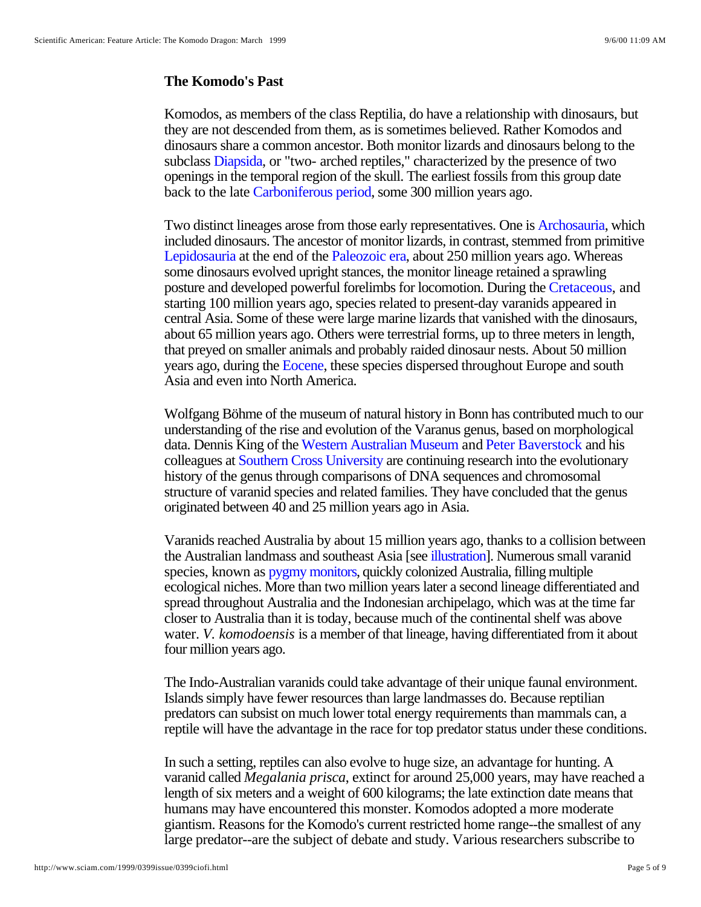### The Komodo's Past

Komodos, as members of the class Reptilia, do have a relationship with dinosaurs, but they are not descended from them, as is sometimes believed. Rather Komodos and dinosaurs share a common ancestor. Both monitor lizards and dinosaurs belong to the subclass Diapsida, or "two- arched reptiles," characterized by the presence of two openings in the temporal region of the skull. The earliest fossils from this group date back to the late Carboniferous period, some 300 million years ago.

Two distinct lineages arose from those early representatives. One is Archosauria, which included dinosaurs. The ancestor of monitor lizards, in contrast, stemmed from primitive Lepidosauria at the end of the Paleozoic era, about 250 million years ago. Whereas some dinosaurs evolved upright stances, the monitor lineage retained a sprawling posture and developed powerful forelimbs for locomotion. During the Cretaceous, and starting 100 million years ago, species related to present-day varanids appeared in central Asia. Some of these were large marine lizards that vanished with the dinosaurs, about 65 million years ago. Others were terrestrial forms, up to three meters in length, that preyed on smaller animals and probably raided dinosaur nests. About 50 million years ago, during the Eocene, these species dispersed throughout Europe and south Asia and even into North America.

Wolfgang Böhme of the museum of natural history in Bonn has contributed much to our understanding of the rise and evolution of the Varanus genus, based on morphological data. Dennis King of the Western Australian Museum and Peter Baverstock and his colleagues at Southern Cross University are continuing research into the evolutionary history of the genus through comparisons of DNA sequences and chromosomal structure of varanid species and related families. They have concluded that the genus originated between 40 and 25 million years ago in Asia.

Varanids reached Australia by about 15 million years ago, thanks to a collision between the Australian landmass and southeast Asia [see illustration]. Numerous small varanid species, known as pygmy monitors, quickly colonized Australia, filling multiple ecological niches. More than two million years later a second lineage differentiated and spread throughout Australia and the Indonesian archipelago, which was at the time far closer to Australia than it is today, because much of the continental shelf was above water. *V. komodoensis* is a member of that lineage, having differentiated from it about four million years ago.

The Indo-Australian varanids could take advantage of their unique faunal environment. Islands simply have fewer resources than large landmasses do. Because reptilian predators can subsist on much lower total energy requirements than mammals can, a reptile will have the advantage in the race for top predator status under these conditions.

In such a setting, reptiles can also evolve to huge size, an advantage for hunting. A varanid called *Megalania prisca*, extinct for around 25,000 years, may have reached a length of six meters and a weight of 600 kilograms; the late extinction date means that humans may have encountered this monster. Komodos adopted a more moderate giantism. Reasons for the Komodo's current restricted home range--the smallest of any large predator--are the subject of debate and study. Various researchers subscribe to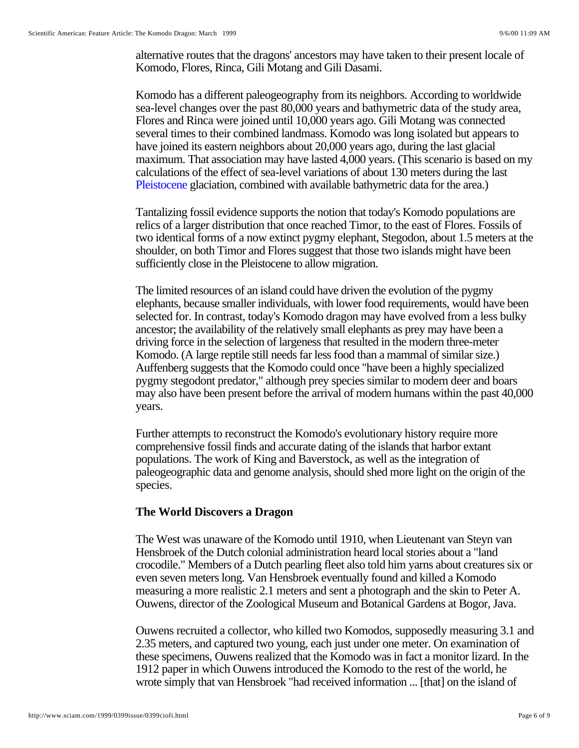alternative routes that the dragons' ancestors may have taken to their present locale of Komodo, Flores, Rinca, Gili Motang and Gili Dasami.

Komodo has a different paleogeography from its neighbors. According to worldwide sea-level changes over the past 80,000 years and bathymetric data of the study area, Flores and Rinca were joined until 10,000 years ago. Gili Motang was connected several times to their combined landmass. Komodo was long isolated but appears to have joined its eastern neighbors about 20,000 years ago, during the last glacial maximum. That association may have lasted 4,000 years. (This scenario is based on my calculations of the effect of sea-level variations of about 130 meters during the last Pleistocene glaciation, combined with available bathymetric data for the area.)

Tantalizing fossil evidence supports the notion that today's Komodo populations are relics of a larger distribution that once reached Timor, to the east of Flores. Fossils of two identical forms of a now extinct pygmy elephant, Stegodon, about 1.5 meters at the shoulder, on both Timor and Flores suggest that those two islands might have been sufficiently close in the Pleistocene to allow migration.

The limited resources of an island could have driven the evolution of the pygmy elephants, because smaller individuals, with lower food requirements, would have been selected for. In contrast, today's Komodo dragon may have evolved from a less bulky ancestor; the availability of the relatively small elephants as prey may have been a driving force in the selection of largeness that resulted in the modern three-meter Komodo. (A large reptile still needs far less food than a mammal of similar size.) Auffenberg suggests that the Komodo could once "have been a highly specialized pygmy stegodont predator," although prey species similar to modern deer and boars may also have been present before the arrival of modern humans within the past 40,000 years.

Further attempts to reconstruct the Komodo's evolutionary history require more comprehensive fossil finds and accurate dating of the islands that harbor extant populations. The work of King and Baverstock, as well as the integration of paleogeographic data and genome analysis, should shed more light on the origin of the species.

### The World Discovers a Dragon

The West was unaware of the Komodo until 1910, when Lieutenant van Steyn van Hensbroek of the Dutch colonial administration heard local stories about a "land crocodile." Members of a Dutch pearling fleet also told him yarns about creatures six or even seven meters long. Van Hensbroek eventually found and killed a Komodo measuring a more realistic 2.1 meters and sent a photograph and the skin to Peter A. Ouwens, director of the Zoological Museum and Botanical Gardens at Bogor, Java.

Ouwens recruited a collector, who killed two Komodos, supposedly measuring 3.1 and 2.35 meters, and captured two young, each just under one meter. On examination of these specimens, Ouwens realized that the Komodo was in fact a monitor lizard. In the 1912 paper in which Ouwens introduced the Komodo to the rest of the world, he wrote simply that van Hensbroek "had received information ... [that] on the island of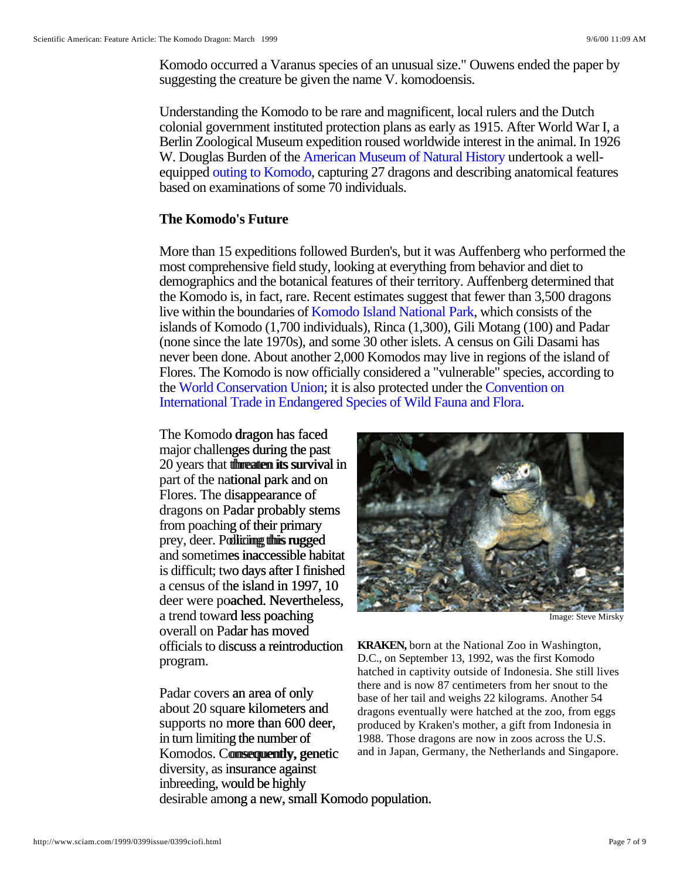Komodo occurred a Varanus species of an unusual size." Ouwens ended the paper by suggesting the creature be given the name V. komodoensis.

Understanding the Komodo to be rare and magnificent, local rulers and the Dutch colonial government instituted protection plans as early as 1915. After World War I, a Berlin Zoological Museum expedition roused worldwide interest in the animal. In 1926 W. Douglas Burden of the American Museum of Natural History undertook a well-equipped outing to Komodo, capturing 27 dragons and describing anatomical features based on examinations of some 70 individuals.

### The Komodo's Future

More than 15 expeditions followed Burden's, but it was Auffenberg who performed the most comprehensive field study, looking at everything from behavior and diet to demographics and the botanical features of their territory. Auffenberg determined that the Komodo is, in fact, rare. Recent estimates suggest that fewer than 3,500 dragons live within the boundaries of Komodo Island National Park, which consists of the islands of Komodo (1,700 individuals), Rinca (1,300), Gili Motang (100) and Padar (none since the late 1970s), and some 30 other islets. A census on Gili Dasami has never been done. About another 2,000 Komodos may live in regions of the island of Flores. The Komodo is now officially considered a "vulnerable" species, according to the World Conservation Union; it is also protected under the Convention on International Trade in Endangered Species of Wild Fauna and Flora.

The Komodo dragon has faced major challenges during the past 20 years that threaten its survival in part of the national park and on Flores. The disappearance of dragons on Padar probably stems from poaching of their primary prey, deer. Policing this rugged and sometimes inaccessible habitat is difficult; two days after I finished a census of the island in 1997, 10 deer were poached. Nevertheless, a trend toward less poaching overall on Padar has moved officials to discuss a reintroduction program.

Image: Steve Mirsky

**KRAKEN,** born at the National Zoo in Washington, D.C., on September 13, 1992, was the first Komodo hatched in captivity outside of Indonesia. She still lives there and is now 87 centimeters from her snout to the base of her tail and weighs 22 kilograms. Another 54 dragons eventually were hatched at the zoo, from eggs produced by Kraken's mother, a gift from Indonesia in 1988. Those dragons are now in zoos across the U.S. and in Japan, Germany, the Netherlands and Singapore.

Padar covers an area of only about 20 square kilometers and supports no more than 600 deer, in turn limiting the number of Komodos. Consequently, genetic diversity, as insurance against inbreeding, would be highly desirable among a new, small Komodo population.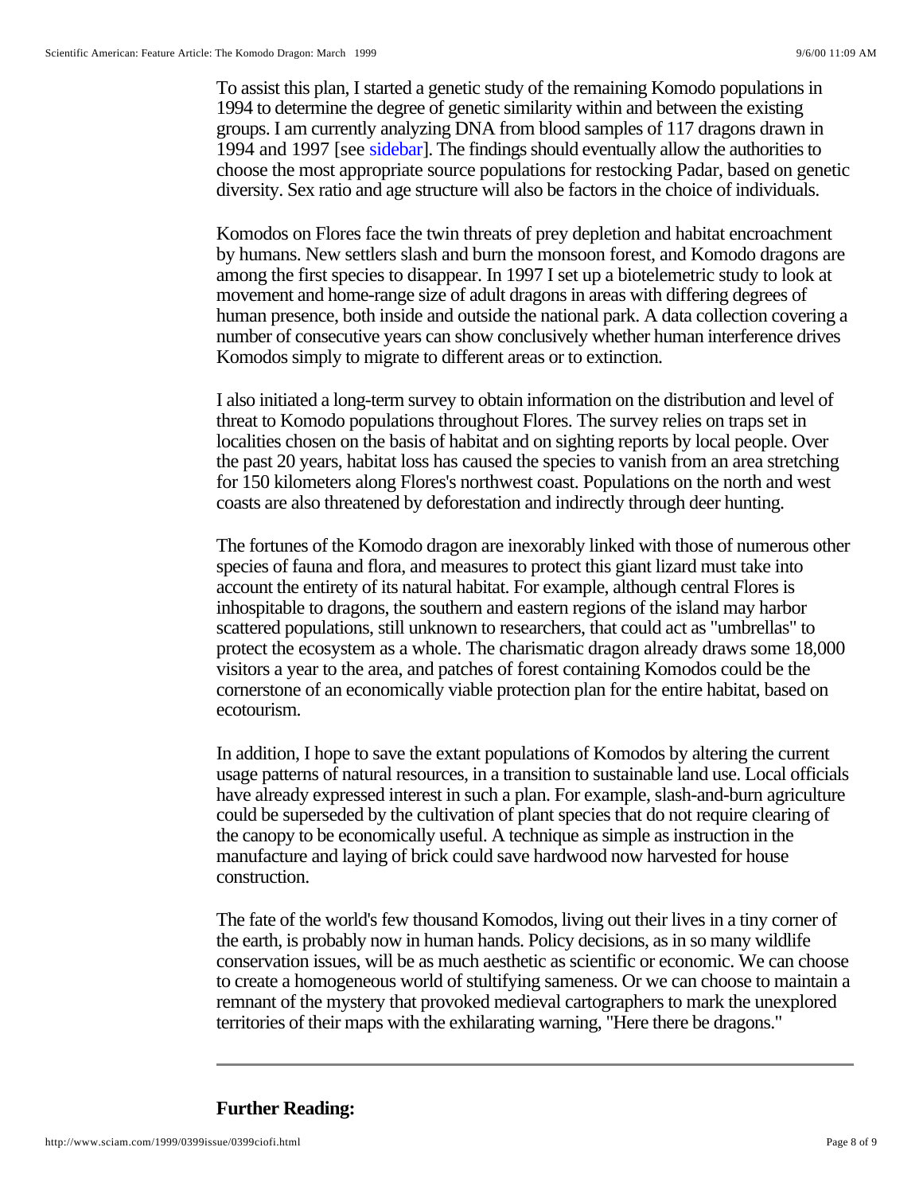To assist this plan, I started a genetic study of the remaining Komodo populations in 1994 to determine the degree of genetic similarity within and between the existing groups. I am currently analyzing DNA from blood samples of 117 dragons drawn in 1994 and 1997 [see sidebar]. The findings should eventually allow the authorities to choose the most appropriate source populations for restocking Padar, based on genetic diversity. Sex ratio and age structure will also be factors in the choice of individuals.

Komodos on Flores face the twin threats of prey depletion and habitat encroachment by humans. New settlers slash and burn the monsoon forest, and Komodo dragons are among the first species to disappear. In 1997 I set up a biotelemetric study to look at movement and home-range size of adult dragons in areas with differing degrees of human presence, both inside and outside the national park. A data collection covering a number of consecutive years can show conclusively whether human interference drives Komodos simply to migrate to different areas or to extinction.

I also initiated a long-term survey to obtain information on the distribution and level of threat to Komodo populations throughout Flores. The survey relies on traps set in localities chosen on the basis of habitat and on sighting reports by local people. Over the past 20 years, habitat loss has caused the species to vanish from an area stretching for 150 kilometers along Flores's northwest coast. Populations on the north and west coasts are also threatened by deforestation and indirectly through deer hunting.

The fortunes of the Komodo dragon are inexorably linked with those of numerous other species of fauna and flora, and measures to protect this giant lizard must take into account the entirety of its natural habitat. For example, although central Flores is inhospitable to dragons, the southern and eastern regions of the island may harbor scattered populations, still unknown to researchers, that could act as "umbrellas" to protect the ecosystem as a whole. The charismatic dragon already draws some 18,000 visitors a year to the area, and patches of forest containing Komodos could be the cornerstone of an economically viable protection plan for the entire habitat, based on ecotourism.

In addition, I hope to save the extant populations of Komodos by altering the current usage patterns of natural resources, in a transition to sustainable land use. Local officials have already expressed interest in such a plan. For example, slash-and-burn agriculture could be superseded by the cultivation of plant species that do not require clearing of the canopy to be economically useful. A technique as simple as instruction in the manufacture and laying of brick could save hardwood now harvested for house construction.

The fate of the world's few thousand Komodos, living out their lives in a tiny corner of the earth, is probably now in human hands. Policy decisions, as in so many wildlife conservation issues, will be as much aesthetic as scientific or economic. We can choose to create a homogeneous world of stultifying sameness. Or we can choose to maintain a remnant of the mystery that provoked medieval cartographers to mark the unexplored territories of their maps with the exhilarating warning, "Here there be dragons."

---

**Further Reading:**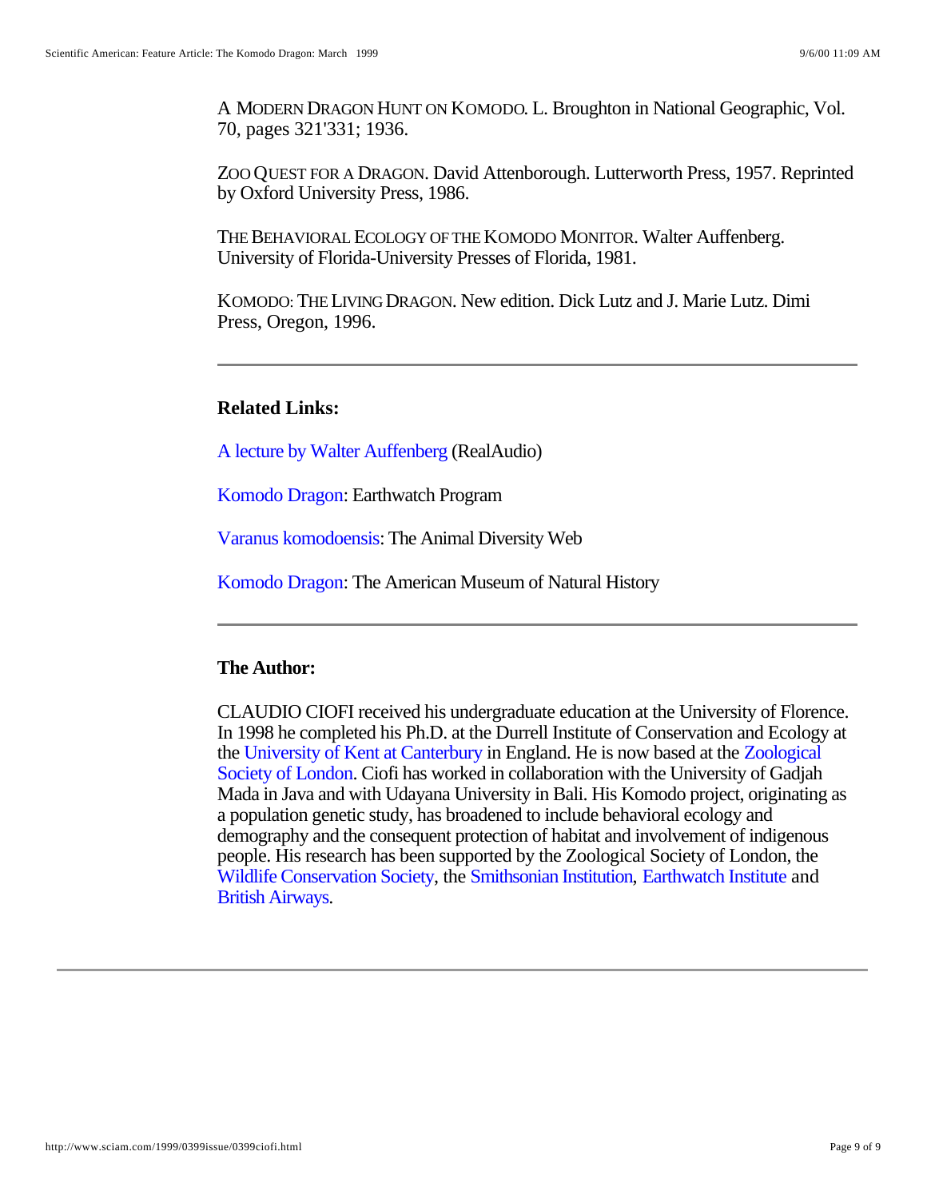A MODERN DRAGON HUNT ON KOMODO. L. Broughton in National Geographic, Vol. 70, pages 321'331; 1936.

ZOO QUEST FOR A DRAGON. David Attenborough. Lutterworth Press, 1957. Reprinted by Oxford University Press, 1986.

THE BEHAVIORAL ECOLOGY OF THE KOMODO MONITOR. Walter Auffenberg. University of Florida-University Presses of Florida, 1981.

KOMODO: THE LIVING DRAGON. New edition. Dick Lutz and J. Marie Lutz. Dimi Press, Oregon, 1996.

---

**Related Links:**

A lecture by Walter Auffenberg (RealAudio)

Komodo Dragon: Earthwatch Program

Varanus komodoensis: The Animal Diversity Web

Komodo Dragon: The American Museum of Natural History

---

**The Author:**

CLAUDIO CIOFI received his undergraduate education at the University of Florence. In 1998 he completed his Ph.D. at the Durrell Institute of Conservation and Ecology at the University of Kent at Canterbury in England. He is now based at the Zoological Society of London. Ciofi has worked in collaboration with the University of Gadjah Mada in Java and with Udayana University in Bali. His Komodo project, originating as a population genetic study, has broadened to include behavioral ecology and demography and the consequent protection of habitat and involvement of indigenous people. His research has been supported by the Zoological Society of London, the Wildlife Conservation Society, the Smithsonian Institution, Earthwatch Institute and British Airways.